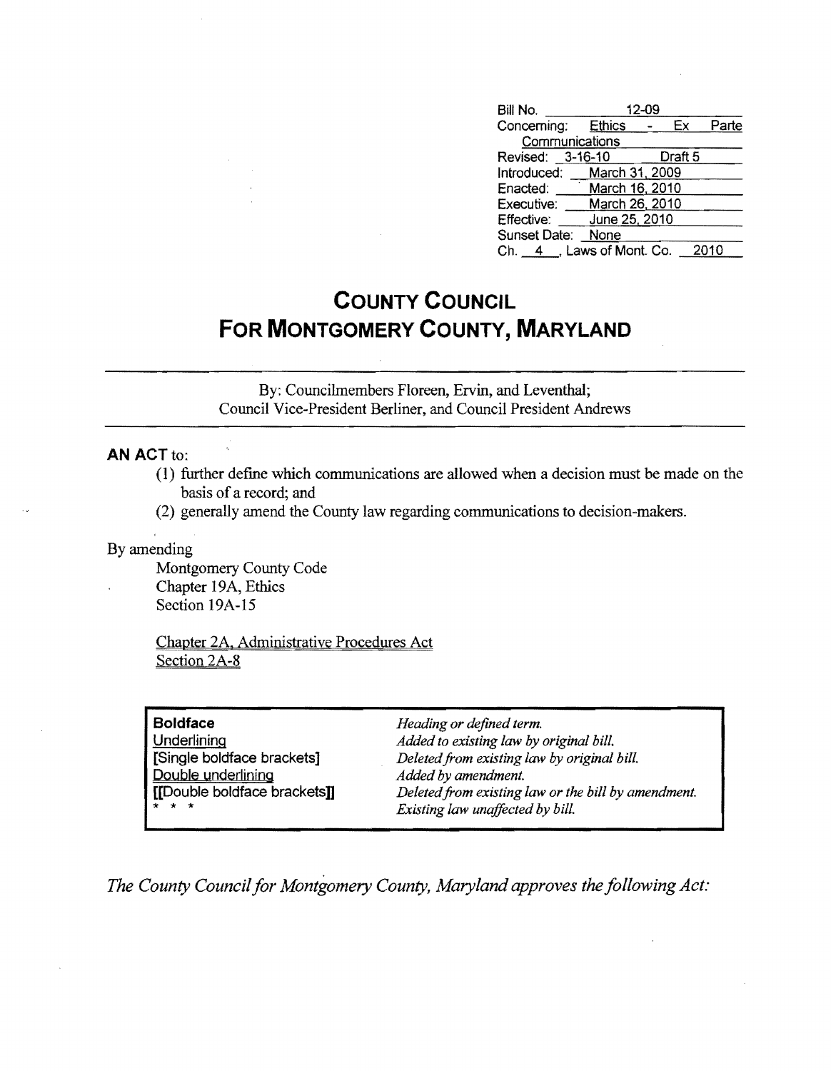| | |
|---|---|
| Bill No. | 12-09 |
| Concerning: | Ethics - Ex Parte Communications |
| Revised: 3-16-10 | Draft 5 |
| Introduced: | March 31, 2009 |
| Enacted: | March 16, 2010 |
| Executive: | March 26, 2010 |
| Effective: | June 25, 2010 |
| Sunset Date: | None |
| Ch. 4, Laws of Mont. Co. | 2010 |

# COUNTY COUNCIL
# FOR MONTGOMERY COUNTY, MARYLAND

By: Councilmembers Floreen, Ervin, and Leventhal; Council Vice-President Berliner, and Council President Andrews

**AN ACT** to:

(1) further define which communications are allowed when a decision must be made on the basis of a record; and

(2) generally amend the County law regarding communications to decision-makers.

By amending

Montgomery County Code
Chapter 19A, Ethics
Section 19A-15

Chapter 2A, Administrative Procedures Act
Section 2A-8

| | |
|---|---|
| **Boldface** | *Heading or defined term.* |
| Underlining | *Added to existing law by original bill.* |
| [Single boldface brackets] | *Deleted from existing law by original bill.* |
| Double underlining | *Added by amendment.* |
| [[Double boldface brackets]] | *Deleted from existing law or the bill by amendment.* |
| * * * | *Existing law unaffected by bill.* |

*The County Council for Montgomery County, Maryland approves the following Act:*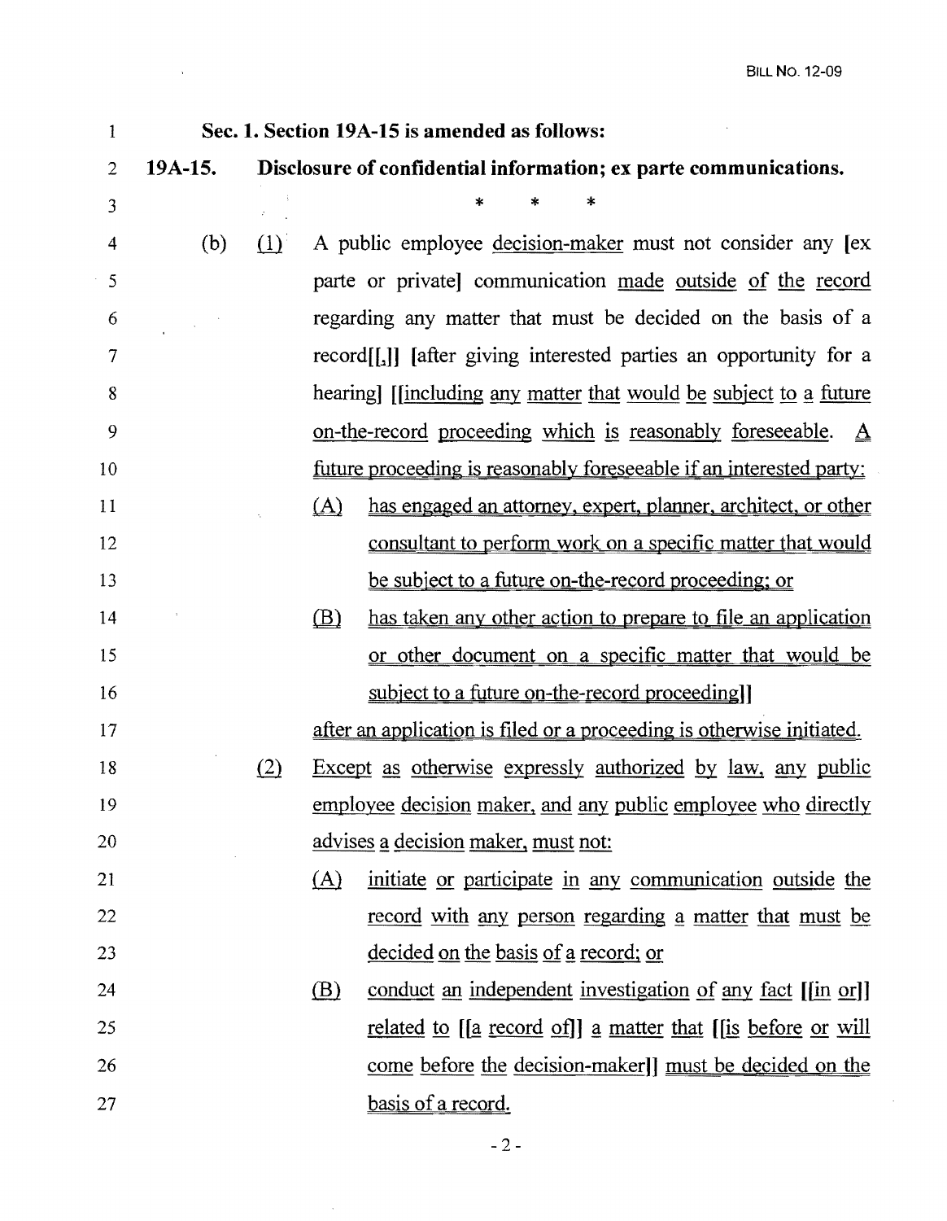**Sec. 1. Section 19A-15 is amended as follows:**

**19A-15. Disclosure of confidential information; ex parte communications.**

\* \* \*

(b) (1) A public employee decision-maker must not consider any [ex parte or private] communication made outside of the record regarding any matter that must be decided on the basis of a record[[,]] [after giving interested parties an opportunity for a hearing] [[including any matter that would be subject to a future on-the-record proceeding which is reasonably foreseeable. A future proceeding is reasonably foreseeable if an interested party:

(A) has engaged an attorney, expert, planner, architect, or other consultant to perform work on a specific matter that would be subject to a future on-the-record proceeding; or

(B) has taken any other action to prepare to file an application or other document on a specific matter that would be subject to a future on-the-record proceeding]]

after an application is filed or a proceeding is otherwise initiated.

(2) Except as otherwise expressly authorized by law, any public employee decision maker, and any public employee who directly advises a decision maker, must not:

(A) initiate or participate in any communication outside the record with any person regarding a matter that must be decided on the basis of a record; or

(B) conduct an independent investigation of any fact [[in or]] related to [[a record of]] a matter that [[is before or will come before the decision-maker]] must be decided on the basis of a record.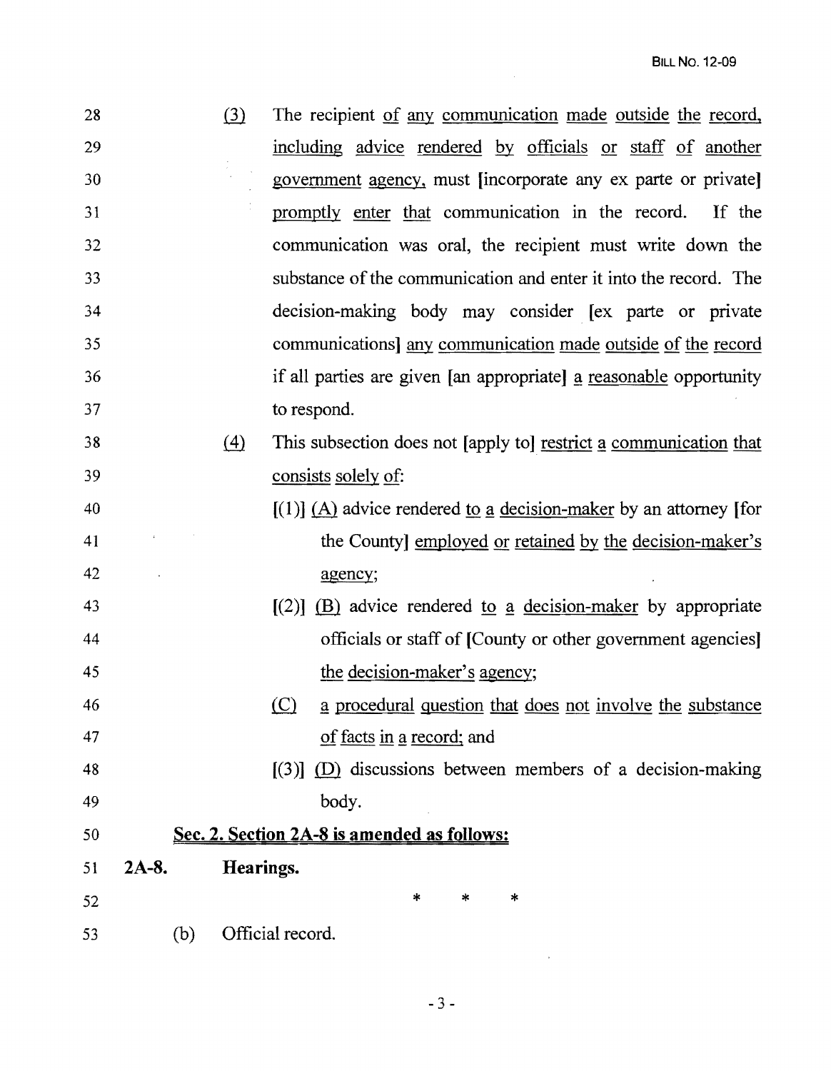(3) The recipient of any communication made outside the record, including advice rendered by officials or staff of another government agency, must [incorporate any ex parte or private] promptly enter that communication in the record. If the communication was oral, the recipient must write down the substance of the communication and enter it into the record. The decision-making body may consider [ex parte or private communications] any communication made outside of the record if all parties are given [an appropriate] a reasonable opportunity to respond.

(4) This subsection does not [apply to] restrict a communication that consists solely of:

[(1)] (A) advice rendered to a decision-maker by an attorney [for the County] employed or retained by the decision-maker's agency;

[(2)] (B) advice rendered to a decision-maker by appropriate officials or staff of [County or other government agencies] the decision-maker's agency;

(C) a procedural question that does not involve the substance of facts in a record; and

[(3)] (D) discussions between members of a decision-making body.

**Sec. 2. Section 2A-8 is amended as follows:**

**2A-8. Hearings.**

\* \* \*

(b) Official record.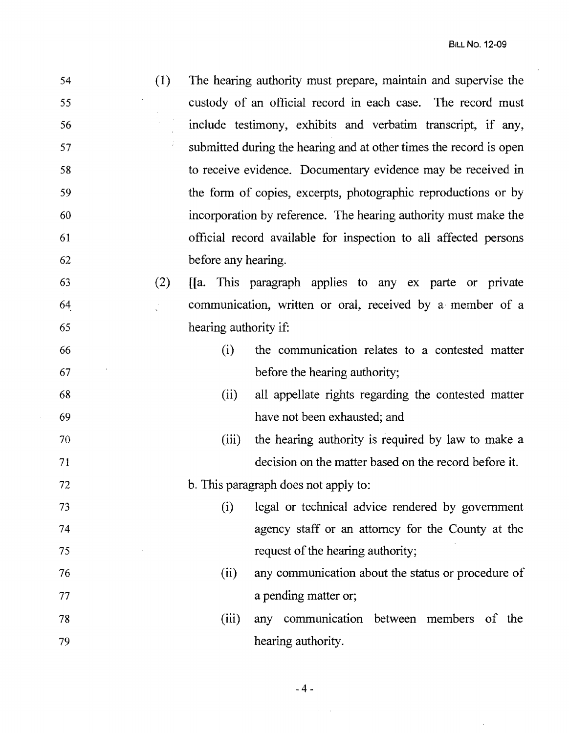(1) The hearing authority must prepare, maintain and supervise the custody of an official record in each case. The record must include testimony, exhibits and verbatim transcript, if any, submitted during the hearing and at other times the record is open to receive evidence. Documentary evidence may be received in the form of copies, excerpts, photographic reproductions or by incorporation by reference. The hearing authority must make the official record available for inspection to all affected persons before any hearing.

(2) [[a. This paragraph applies to any ex parte or private communication, written or oral, received by a member of a hearing authority if:

(i) the communication relates to a contested matter before the hearing authority;

(ii) all appellate rights regarding the contested matter have not been exhausted; and

(iii) the hearing authority is required by law to make a decision on the matter based on the record before it.

b. This paragraph does not apply to:

(i) legal or technical advice rendered by government agency staff or an attorney for the County at the request of the hearing authority;

(ii) any communication about the status or procedure of a pending matter or;

(iii) any communication between members of the hearing authority.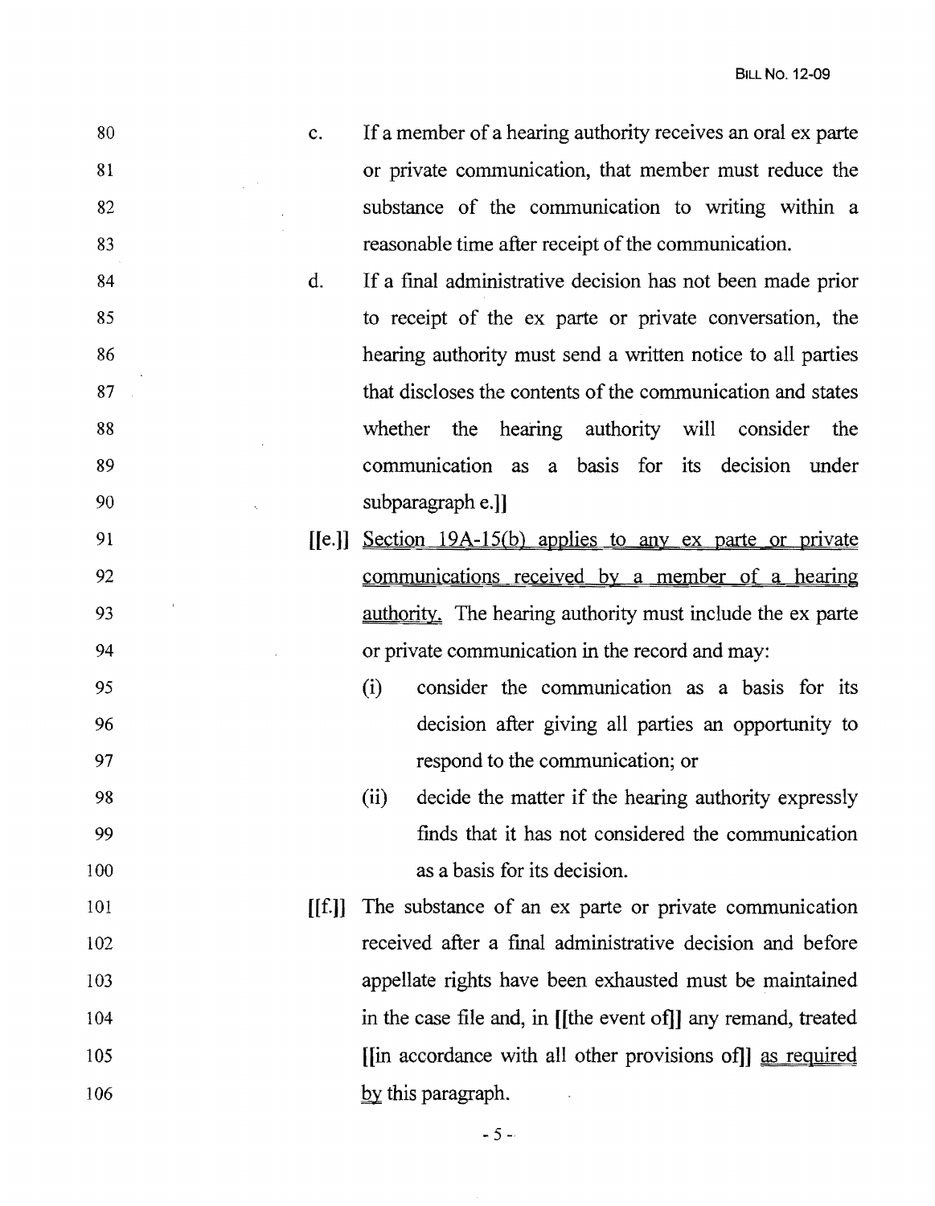80 c. If a member of a hearing authority receives an oral ex parte
81 or private communication, that member must reduce the
82 substance of the communication to writing within a
83 reasonable time after receipt of the communication.

84 d. If a final administrative decision has not been made prior
85 to receipt of the ex parte or private conversation, the
86 hearing authority must send a written notice to all parties
87 that discloses the contents of the communication and states
88 whether the hearing authority will consider the
89 communication as a basis for its decision under
90 subparagraph e.]]

91 [[e.]] <u>Section 19A-15(b) applies to any ex parte or private</u>
92 <u>communications received by a member of a hearing</u>
93 <u>authority.</u> The hearing authority must include the ex parte
94 or private communication in the record and may:

95 (i) consider the communication as a basis for its
96 decision after giving all parties an opportunity to
97 respond to the communication; or

98 (ii) decide the matter if the hearing authority expressly
99 finds that it has not considered the communication
100 as a basis for its decision.

101 [[f.]] The substance of an ex parte or private communication
102 received after a final administrative decision and before
103 appellate rights have been exhausted must be maintained
104 in the case file and, in [[the event of]] any remand, treated
105 [[in accordance with all other provisions of]] <u>as required</u>
106 <u>by</u> this paragraph.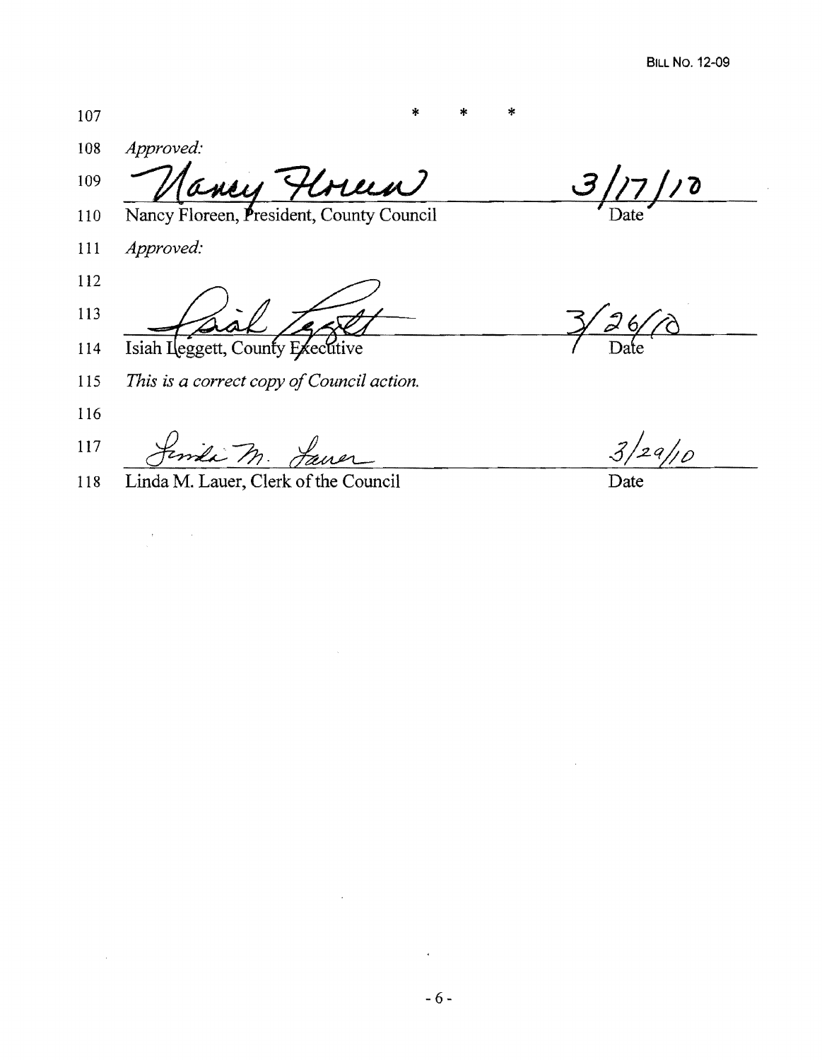\* \* \*

*Approved:*

Nancy Floreen 3/17/10

Nancy Floreen, President, County Council Date

*Approved:*

Isiah Leggett 3/26/10

Isiah Leggett, County Executive Date

*This is a correct copy of Council action.*

Linda M. Lauer 3/29/10

Linda M. Lauer, Clerk of the Council Date